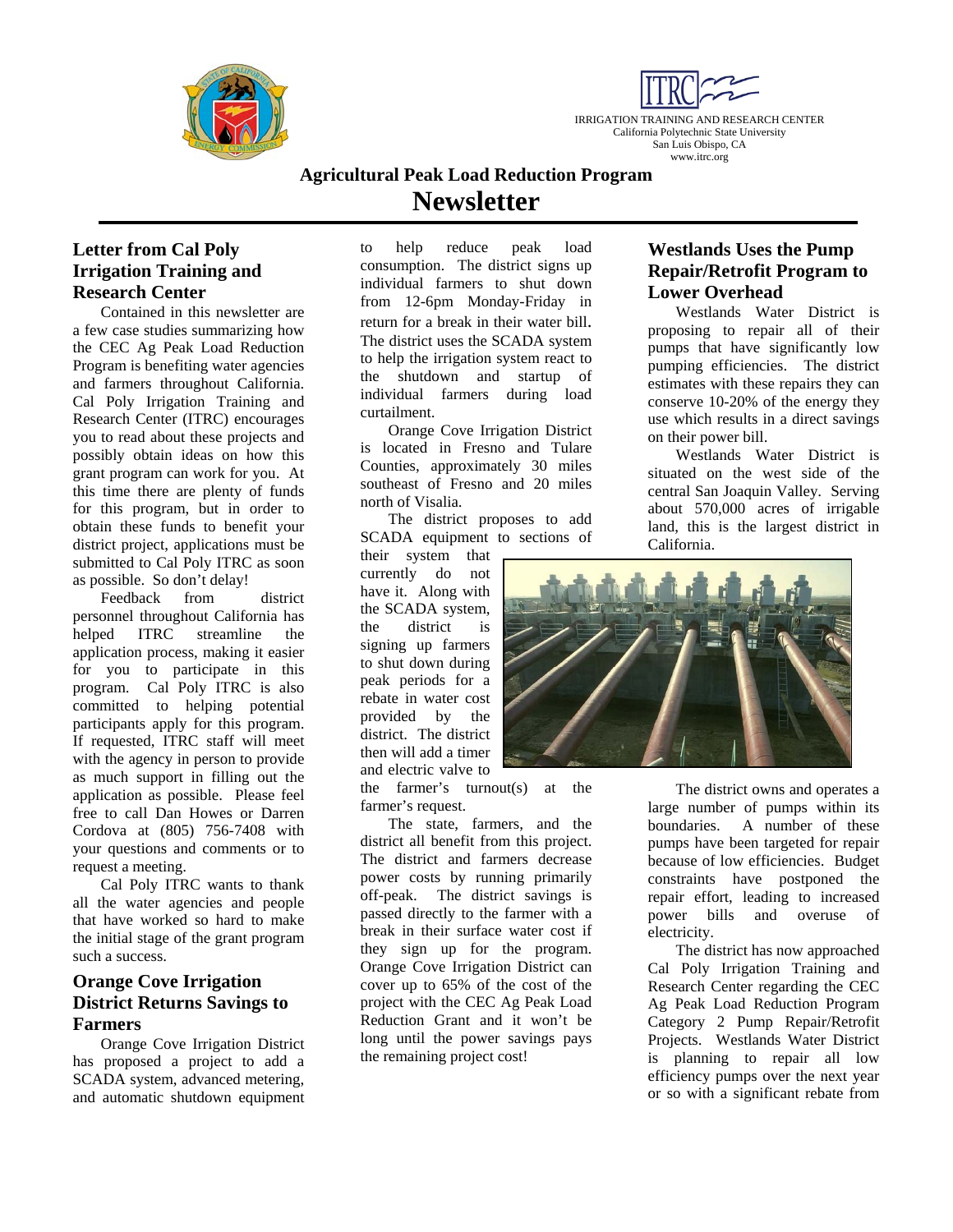IRRIGATION TRAINING AND RESEARCH CENTER
California Polytechnic State University
San Luis Obispo, CA
www.itrc.org

# Agricultural Peak Load Reduction Program
# Newsletter

## Letter from Cal Poly Irrigation Training and Research Center

Contained in this newsletter are a few case studies summarizing how the CEC Ag Peak Load Reduction Program is benefiting water agencies and farmers throughout California. Cal Poly Irrigation Training and Research Center (ITRC) encourages you to read about these projects and possibly obtain ideas on how this grant program can work for you. At this time there are plenty of funds for this program, but in order to obtain these funds to benefit your district project, applications must be submitted to Cal Poly ITRC as soon as possible. So don't delay!

Feedback from district personnel throughout California has helped ITRC streamline the application process, making it easier for you to participate in this program. Cal Poly ITRC is also committed to helping potential participants apply for this program. If requested, ITRC staff will meet with the agency in person to provide as much support in filling out the application as possible. Please feel free to call Dan Howes or Darren Cordova at (805) 756-7408 with your questions and comments or to request a meeting.

Cal Poly ITRC wants to thank all the water agencies and people that have worked so hard to make the initial stage of the grant program such a success.

## Orange Cove Irrigation District Returns Savings to Farmers

Orange Cove Irrigation District has proposed a project to add a SCADA system, advanced metering, and automatic shutdown equipment to help reduce peak load consumption. The district signs up individual farmers to shut down from 12-6pm Monday-Friday in return for a break in their water bill. The district uses the SCADA system to help the irrigation system react to the shutdown and startup of individual farmers during load curtailment.

Orange Cove Irrigation District is located in Fresno and Tulare Counties, approximately 30 miles southeast of Fresno and 20 miles north of Visalia.

The district proposes to add SCADA equipment to sections of their system that currently do not have it. Along with the SCADA system, the district is signing up farmers to shut down during peak periods for a rebate in water cost provided by the district. The district then will add a timer and electric valve to the farmer's turnout(s) at the farmer's request.

The state, farmers, and the district all benefit from this project. The district and farmers decrease power costs by running primarily off-peak. The district savings is passed directly to the farmer with a break in their surface water cost if they sign up for the program. Orange Cove Irrigation District can cover up to 65% of the cost of the project with the CEC Ag Peak Load Reduction Grant and it won't be long until the power savings pays the remaining project cost!

## Westlands Uses the Pump Repair/Retrofit Program to Lower Overhead

Westlands Water District is proposing to repair all of their pumps that have significantly low pumping efficiencies. The district estimates with these repairs they can conserve 10-20% of the energy they use which results in a direct savings on their power bill.

Westlands Water District is situated on the west side of the central San Joaquin Valley. Serving about 570,000 acres of irrigable land, this is the largest district in California.

The district owns and operates a large number of pumps within its boundaries. A number of these pumps have been targeted for repair because of low efficiencies. Budget constraints have postponed the repair effort, leading to increased power bills and overuse of electricity.

The district has now approached Cal Poly Irrigation Training and Research Center regarding the CEC Ag Peak Load Reduction Program Category 2 Pump Repair/Retrofit Projects. Westlands Water District is planning to repair all low efficiency pumps over the next year or so with a significant rebate from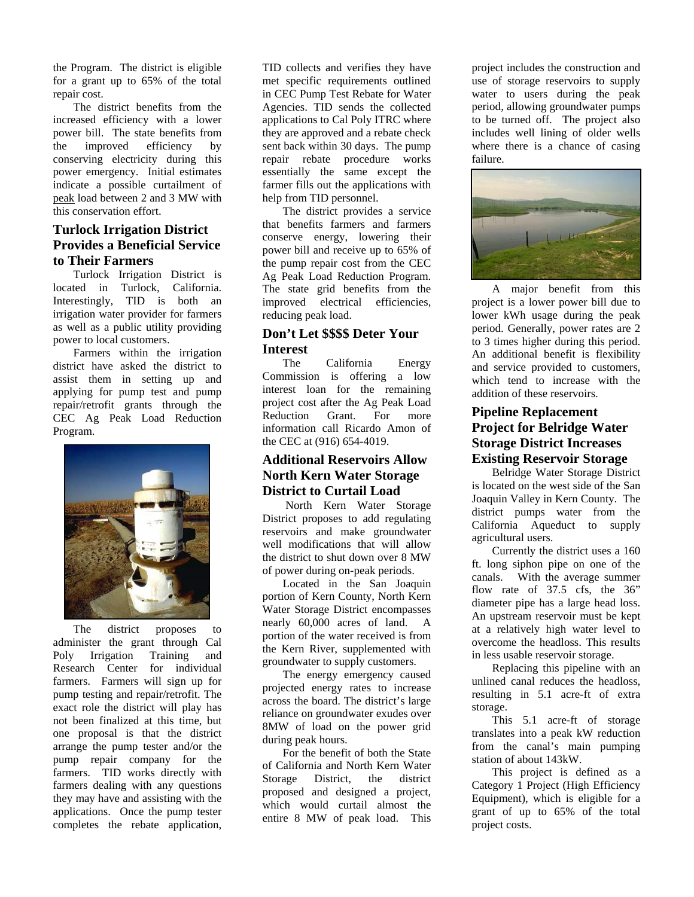the Program. The district is eligible for a grant up to 65% of the total repair cost.

The district benefits from the increased efficiency with a lower power bill. The state benefits from the improved efficiency by conserving electricity during this power emergency. Initial estimates indicate a possible curtailment of peak load between 2 and 3 MW with this conservation effort.

## Turlock Irrigation District Provides a Beneficial Service to Their Farmers

Turlock Irrigation District is located in Turlock, California. Interestingly, TID is both an irrigation water provider for farmers as well as a public utility providing power to local customers.

Farmers within the irrigation district have asked the district to assist them in setting up and applying for pump test and pump repair/retrofit grants through the CEC Ag Peak Load Reduction Program.

The district proposes to administer the grant through Cal Poly Irrigation Training and Research Center for individual farmers. Farmers will sign up for pump testing and repair/retrofit. The exact role the district will play has not been finalized at this time, but one proposal is that the district arrange the pump tester and/or the pump repair company for the farmers. TID works directly with farmers dealing with any questions they may have and assisting with the applications. Once the pump tester completes the rebate application, TID collects and verifies they have met specific requirements outlined in CEC Pump Test Rebate for Water Agencies. TID sends the collected applications to Cal Poly ITRC where they are approved and a rebate check sent back within 30 days. The pump repair rebate procedure works essentially the same except the farmer fills out the applications with help from TID personnel.

The district provides a service that benefits farmers and farmers conserve energy, lowering their power bill and receive up to 65% of the pump repair cost from the CEC Ag Peak Load Reduction Program. The state grid benefits from the improved electrical efficiencies, reducing peak load.

## Don't Let $$$$ Deter Your Interest

The California Energy Commission is offering a low interest loan for the remaining project cost after the Ag Peak Load Reduction Grant. For more information call Ricardo Amon of the CEC at (916) 654-4019.

## Additional Reservoirs Allow North Kern Water Storage District to Curtail Load

North Kern Water Storage District proposes to add regulating reservoirs and make groundwater well modifications that will allow the district to shut down over 8 MW of power during on-peak periods.

Located in the San Joaquin portion of Kern County, North Kern Water Storage District encompasses nearly 60,000 acres of land. A portion of the water received is from the Kern River, supplemented with groundwater to supply customers.

The energy emergency caused projected energy rates to increase across the board. The district's large reliance on groundwater exudes over 8MW of load on the power grid during peak hours.

For the benefit of both the State of California and North Kern Water Storage District, the district proposed and designed a project, which would curtail almost the entire 8 MW of peak load. This project includes the construction and use of storage reservoirs to supply water to users during the peak period, allowing groundwater pumps to be turned off. The project also includes well lining of older wells where there is a chance of casing failure.

A major benefit from this project is a lower power bill due to lower kWh usage during the peak period. Generally, power rates are 2 to 3 times higher during this period. An additional benefit is flexibility and service provided to customers, which tend to increase with the addition of these reservoirs.

## Pipeline Replacement Project for Belridge Water Storage District Increases Existing Reservoir Storage

Belridge Water Storage District is located on the west side of the San Joaquin Valley in Kern County. The district pumps water from the California Aqueduct to supply agricultural users.

Currently the district uses a 160 ft. long siphon pipe on one of the canals. With the average summer flow rate of 37.5 cfs, the 36" diameter pipe has a large head loss. An upstream reservoir must be kept at a relatively high water level to overcome the headloss. This results in less usable reservoir storage.

Replacing this pipeline with an unlined canal reduces the headloss, resulting in 5.1 acre-ft of extra storage.

This 5.1 acre-ft of storage translates into a peak kW reduction from the canal's main pumping station of about 143kW.

This project is defined as a Category 1 Project (High Efficiency Equipment), which is eligible for a grant of up to 65% of the total project costs.